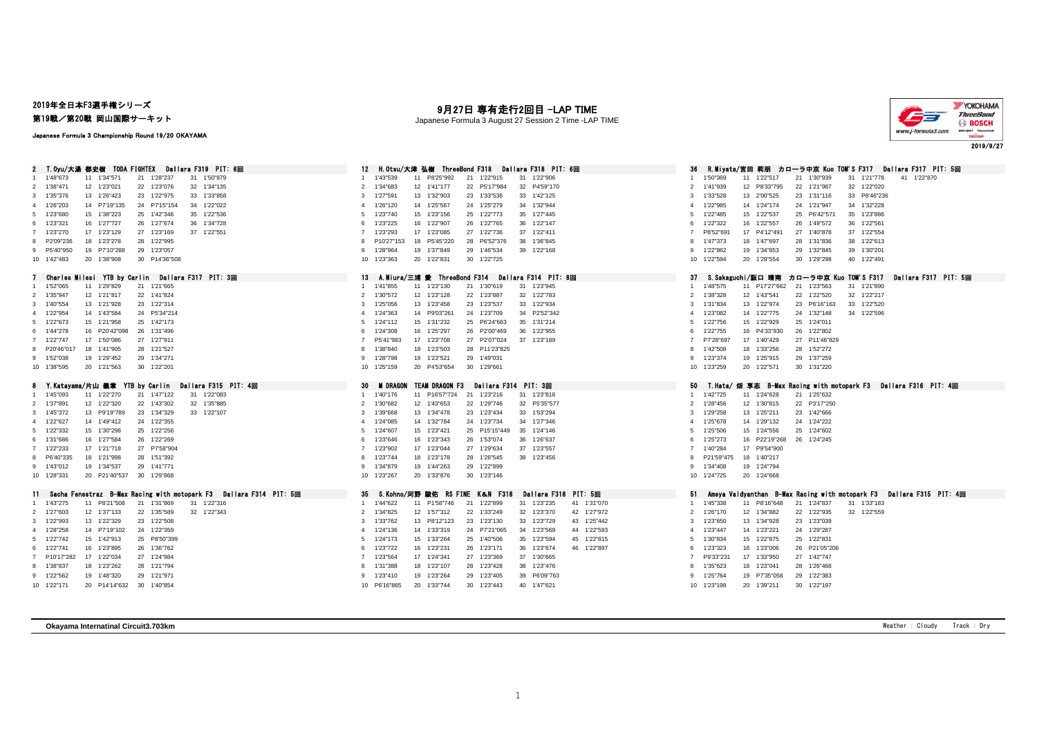# 2019年全日本F3選手権シリーズ

## 第19戦／第20戦 岡山国際サーキット

Japanese Formula 3 Championship Round 19/20 OKAYAMA

## 9月27日 専有走行2回目 -LAP TIME

Japanese Formula 3 August 27 Session 2 Time -LAP TIME

2019/9/27

### 2 T.Oyu/大湯 都史樹 TODA FIGHTEX Dallara F319 PIT: 6回

| Lap | Time | Lap | Time | Lap | Time | Lap | Time |
|---|---|---|---|---|---|---|---|
| 1 | 1'48"673 | 11 | 1'34"571 | 21 | 1'28"237 | 31 | 1'50"879 |
| 2 | 1'38"471 | 12 | 1'23"021 | 22 | 1'23"076 | 32 | 1'34"135 |
| 3 | 1'35"376 | 13 | 1'26"423 | 23 | 1'22"975 | 33 | 1'33"858 |
| 4 | 1'26"203 | 14 | P7'19"135 | 24 | P7'15"154 | 34 | 1'22"022 |
| 5 | 1'23"680 | 15 | 1'38"223 | 25 | 1'42"346 | 35 | 1'22"536 |
| 6 | 1'23"321 | 16 | 1'27"727 | 26 | 1'27"674 | 36 | 1'34"728 |
| 7 | 1'23"270 | 17 | 1'23"129 | 27 | 1'23"169 | 37 | 1'22"551 |
| 8 | P2'09"236 | 18 | 1'23"278 | 28 | 1'22"995 | | |
| 9 | P5'40"950 | 19 | P7'10"288 | 29 | 1'23"057 | | |
| 10 | 1'42"483 | 20 | 1'38"908 | 30 | P14'36"508 | | |

### 12 H.Otsu/大津 弘樹 ThreeBond F318 Dallara F318 PIT: 6回

| Lap | Time | Lap | Time | Lap | Time | Lap | Time |
|---|---|---|---|---|---|---|---|
| 1 | 1'43"539 | 11 | P8'25"992 | 21 | 1'22"915 | 31 | 1'22"906 |
| 2 | 1'34"683 | 12 | 1'41"177 | 22 | P5'17"984 | 32 | P4'59"170 |
| 3 | 1'27"591 | 13 | 1'32"903 | 23 | 1'33"536 | 33 | 1'42"125 |
| 4 | 1'26"120 | 14 | 1'25"567 | 24 | 1'25"279 | 34 | 1'32"944 |
| 5 | 1'23"740 | 15 | 1'23"156 | 25 | 1'22"773 | 35 | 1'27"445 |
| 6 | 1'23"225 | 16 | 1'22"907 | 26 | 1'22"765 | 36 | 1'22"147 |
| 7 | 1'23"293 | 17 | 1'23"085 | 27 | 1'22"736 | 37 | 1'22"411 |
| 8 | P10'27"153 | 18 | P5'45"220 | 28 | P6'52"376 | 38 | 1'36"845 |
| 9 | 1'28"964 | 19 | 1'37"849 | 29 | 1'46"534 | 39 | 1'22"168 |
| 10 | 1'23"363 | 20 | 1'22"831 | 30 | 1'22"725 | | |

### 36 R.Miyata/宮田 莉朋 カローラ中京 Kuo TOM'S F317 Dallara F317 PIT: 5回

| Lap | Time | Lap | Time | Lap | Time | Lap | Time | Lap | Time |
|---|---|---|---|---|---|---|---|---|---|
| 1 | 1'50"369 | 11 | 1'22"517 | 21 | 1'30"939 | 31 | 1'21"778 | 41 | 1'22"870 |
| 2 | 1'41"939 | 12 | P8'33"795 | 22 | 1'21"987 | 32 | 1'22"020 | | |
| 3 | 1'33"528 | 13 | 2'00"525 | 23 | 1'31"116 | 33 | P8'46"236 | | |
| 4 | 1'22"985 | 14 | 1'24"174 | 24 | 1'21"947 | 34 | 1'32"228 | | |
| 5 | 1'22"485 | 15 | 1'22"537 | 25 | P6'42"571 | 35 | 1'23"886 | | |
| 6 | 1'22"322 | 16 | 1'22"557 | 26 | 1'49"572 | 36 | 1'22"561 | | |
| 7 | P8'52"691 | 17 | P4'12"491 | 27 | 1'40"878 | 37 | 1'22"554 | | |
| 8 | 1'47"373 | 18 | 1'47"697 | 28 | 1'31"836 | 38 | 1'22"613 | | |
| 9 | 1'22"862 | 19 | 1'34"853 | 29 | 1'32"845 | 39 | 1'30"201 | | |
| 10 | 1'22"594 | 20 | 1'29"554 | 30 | 1'29"298 | 40 | 1'22"491 | | |

### 7 Charles Milesi YTB by Carlin Dallara F317 PIT: 3回

| Lap | Time | Lap | Time | Lap | Time |
|---|---|---|---|---|---|
| 1 | 1'52"065 | 11 | 1'29"829 | 21 | 1'21"665 |
| 2 | 1'35"947 | 12 | 1'21"817 | 22 | 1'41"824 |
| 3 | 1'40"554 | 13 | 1'21"928 | 23 | 1'22"314 |
| 4 | 1'22"954 | 14 | 1'43"584 | 24 | P5'34"214 |
| 5 | 1'22"673 | 15 | 1'21"958 | 25 | 1'42"173 |
| 6 | 1'44"278 | 16 | P20'42"098 | 26 | 1'31"496 |
| 7 | 1'22"747 | 17 | 1'50"086 | 27 | 1'27"911 |
| 8 | P20'46"017 | 18 | 1'41"905 | 28 | 1'21"527 |
| 9 | 1'52"038 | 19 | 1'29"452 | 29 | 1'34"271 |
| 10 | 1'38"595 | 20 | 1'21"563 | 30 | 1'22"201 |

### 13 A.Miura/三浦 愛 ThreeBond F314 Dallara F314 PIT: 8回

| Lap | Time | Lap | Time | Lap | Time | Lap | Time |
|---|---|---|---|---|---|---|---|
| 1 | 1'41"855 | 11 | 1'23"130 | 21 | 1'30"619 | 31 | 1'23"945 |
| 2 | 1'30"572 | 12 | 1'23"128 | 22 | 1'23"887 | 32 | 1'22"783 |
| 3 | 1'25"056 | 13 | 1'23"458 | 23 | 1'23"537 | 33 | 1'22"934 |
| 4 | 1'24"363 | 14 | P9'03"261 | 24 | 1'23"709 | 34 | P2'52"342 |
| 5 | 1'24"112 | 15 | 1'31"232 | 25 | P6'24"663 | 35 | 1'31"214 |
| 6 | 1'24"308 | 16 | 1'25"297 | 26 | P2'00"469 | 36 | 1'22"955 |
| 7 | P5'41"983 | 17 | 1'23"708 | 27 | P2'07"024 | 37 | 1'23"189 |
| 8 | 1'38"840 | 18 | 1'23"503 | 28 | P11'23"825 | | |
| 9 | 1'28"798 | 19 | 1'23"521 | 29 | 1'49"031 | | |
| 10 | 1'25"159 | 20 | P4'53"654 | 30 | 1'29"661 | | |

### 37 S.Sakaguchi/阪口 晴南 カローラ中京 Kuo TOM'S F317 Dallara F317 PIT: 5回

| Lap | Time | Lap | Time | Lap | Time | Lap | Time |
|---|---|---|---|---|---|---|---|
| 1 | 1'48"575 | 11 | P17'27"662 | 21 | 1'23"563 | 31 | 1'21"890 |
| 2 | 1'38"328 | 12 | 1'43"541 | 22 | 1'22"520 | 32 | 1'22"217 |
| 3 | 1'31"834 | 13 | 1'22"974 | 23 | P6'16"163 | 33 | 1'22"520 |
| 4 | 1'23"082 | 14 | 1'22"775 | 24 | 1'32"148 | 34 | 1'22"596 |
| 5 | 1'22"756 | 15 | 1'22"929 | 25 | 1'24"011 | | |
| 6 | 1'22"755 | 16 | P4'33"930 | 26 | 1'22"802 | | |
| 7 | P7'28"697 | 17 | 1'40"429 | 27 | P11'46"829 | | |
| 8 | 1'42"508 | 18 | 1'33"256 | 28 | 1'52"272 | | |
| 9 | 1'23"374 | 19 | 1'25"915 | 29 | 1'37"259 | | |
| 10 | 1'23"259 | 20 | 1'22"571 | 30 | 1'31"220 | | |

### 8 Y.Katayama/片山 義章 YTB by Carlin Dallara F315 PIT: 4回

| Lap | Time | Lap | Time | Lap | Time | Lap | Time |
|---|---|---|---|---|---|---|---|
| 1 | 1'45"093 | 11 | 1'22"270 | 21 | 1'47"122 | 31 | 1'22"083 |
| 2 | 1'37"891 | 12 | 1'22"320 | 22 | 1'43"302 | 32 | 1'35"885 |
| 3 | 1'45"372 | 13 | P9'19"789 | 23 | 1'34"329 | 33 | 1'22"107 |
| 4 | 1'22"627 | 14 | 1'49"412 | 24 | 1'22"355 | | |
| 5 | 1'22"332 | 15 | 1'30"298 | 25 | 1'22"256 | | |
| 6 | 1'31"686 | 16 | 1'27"584 | 26 | 1'22"269 | | |
| 7 | 1'22"233 | 17 | 1'21"718 | 27 | P7'58"904 | | |
| 8 | P6'40"335 | 18 | 1'21"998 | 28 | 1'51"392 | | |
| 9 | 1'43"012 | 19 | 1'34"537 | 29 | 1'41"771 | | |
| 10 | 1'28"331 | 20 | P21'40"537 | 30 | 1'29"868 | | |

### 30 M DRAGON TEAM DRAGON F3 Dallara F314 PIT: 3回

| Lap | Time | Lap | Time | Lap | Time | Lap | Time |
|---|---|---|---|---|---|---|---|
| 1 | 1'40"176 | 11 | P16'57"724 | 21 | 1'23"216 | 31 | 1'23"818 |
| 2 | 1'30"682 | 12 | 1'43"653 | 22 | 1'29"746 | 32 | P5'35"577 |
| 3 | 1'39"668 | 13 | 1'34"478 | 23 | 1'23"434 | 33 | 1'53"294 |
| 4 | 1'24"085 | 14 | 1'32"784 | 24 | 1'23"734 | 34 | 1'27"346 |
| 5 | 1'24"607 | 15 | 1'23"421 | 25 | P15'15"449 | 35 | 1'24"146 |
| 6 | 1'23"646 | 16 | 1'23"343 | 26 | 1'53"074 | 36 | 1'26"637 |
| 7 | 1'23"902 | 17 | 1'23"044 | 27 | 1'29"634 | 37 | 1'23"557 |
| 8 | 1'23"744 | 18 | 1'23"178 | 28 | 1'26"545 | 38 | 1'23"456 |
| 9 | 1'34"879 | 19 | 1'44"263 | 29 | 1'22"899 | | |
| 10 | 1'23"267 | 20 | 1'33"876 | 30 | 1'23"146 | | |

### 50 T.Hata/ 畑 享志 B-Max Racing with motopark F3 Dallara F316 PIT: 4回

| Lap | Time | Lap | Time | Lap | Time |
|---|---|---|---|---|---|
| 1 | 1'42"725 | 11 | 1'24"628 | 21 | 1'25"632 |
| 2 | 1'28"456 | 12 | 1'30"815 | 22 | P3'17"250 |
| 3 | 1'29"258 | 13 | 1'25"211 | 23 | 1'42"666 |
| 4 | 1'25"678 | 14 | 1'29"132 | 24 | 1'24"222 |
| 5 | 1'25"506 | 15 | 1'24"556 | 25 | 1'24"602 |
| 6 | 1'25"273 | 16 | P22'19"268 | 26 | 1'24"245 |
| 7 | 1'40"284 | 17 | P9'54"900 | | |
| 8 | P21'59"475 | 18 | 1'40"217 | | |
| 9 | 1'34"408 | 19 | 1'24"794 | | |
| 10 | 1'24"725 | 20 | 1'24"668 | | |

### 11 Sacha Fenestraz B-Max Racing with motopark F3 Dallara F314 PIT: 5回

| Lap | Time | Lap | Time | Lap | Time | Lap | Time |
|---|---|---|---|---|---|---|---|
| 1 | 1'43"275 | 11 | P8'21"508 | 21 | 1'31"869 | 31 | 1'22"316 |
| 2 | 1'27"603 | 12 | 1'37"133 | 22 | 1'35"589 | 32 | 1'22"343 |
| 3 | 1'22"993 | 13 | 1'22"329 | 23 | 1'22"508 | | |
| 4 | 1'28"258 | 14 | P7'19"102 | 24 | 1'22"359 | | |
| 5 | 1'22"742 | 15 | 1'42"913 | 25 | P8'50"399 | | |
| 6 | 1'22"741 | 16 | 1'23"895 | 26 | 1'36"762 | | |
| 7 | P10'17"282 | 17 | 1'22"034 | 27 | 1'24"984 | | |
| 8 | 1'38"837 | 18 | 1'23"262 | 28 | 1'21"794 | | |
| 9 | 1'22"562 | 19 | 1'48"320 | 29 | 1'21"971 | | |
| 10 | 1'22"171 | 20 | P14'14"632 | 30 | 1'40"854 | | |

### 35 S.Kohno/河野 駿佑 RS FINE K&N F318 Dallara F318 PIT: 5回

| Lap | Time | Lap | Time | Lap | Time | Lap | Time | Lap | Time |
|---|---|---|---|---|---|---|---|---|---|
| 1 | 1'44"622 | 11 | P1'58"746 | 21 | 1'22"899 | 31 | 1'23"235 | 41 | 1'31"070 |
| 2 | 1'34"825 | 12 | 1'57"312 | 22 | 1'33"249 | 32 | 1'23"370 | 42 | 1'27"972 |
| 3 | 1'33"762 | 13 | P8'12"123 | 23 | 1'23"130 | 33 | 1'23"729 | 43 | 1'25"442 |
| 4 | 1'24"136 | 14 | 1'33"319 | 24 | P7'21"065 | 34 | 1'23"569 | 44 | 1'22"593 |
| 5 | 1'24"173 | 15 | 1'33"264 | 25 | 1'40"506 | 35 | 1'23"594 | 45 | 1'22"815 |
| 6 | 1'23"722 | 16 | 1'23"231 | 26 | 1'23"171 | 36 | 1'23"674 | 46 | 1'22"897 |
| 7 | 1'23"564 | 17 | 1'24"341 | 27 | 1'23"369 | 37 | 1'30"665 | | |
| 8 | 1'31"388 | 18 | 1'23"107 | 28 | 1'23"428 | 38 | 1'23"476 | | |
| 9 | 1'23"410 | 19 | 1'23"264 | 29 | 1'23"405 | 39 | P6'09"763 | | |
| 10 | P6'16"865 | 20 | 1'33"744 | 30 | 1'23"443 | 40 | 1'47"621 | | |

### 51 Ameya Vaidyanthan B-Max Racing with motopark F3 Dallara F315 PIT: 4回

| Lap | Time | Lap | Time | Lap | Time | Lap | Time |
|---|---|---|---|---|---|---|---|
| 1 | 1'45"338 | 11 | P8'16"648 | 21 | 1'24"837 | 31 | 1'33"183 |
| 2 | 1'26"170 | 12 | 1'34"882 | 22 | 1'22"935 | 32 | 1'22"559 |
| 3 | 1'23"650 | 13 | 1'34"928 | 23 | 1'23"039 | | |
| 4 | 1'23"447 | 14 | 1'23"221 | 24 | 1'29"287 | | |
| 5 | 1'30"834 | 15 | 1'22"875 | 25 | 1'22"831 | | |
| 6 | 1'23"323 | 16 | 1'23"006 | 26 | P21'05"206 | | |
| 7 | P9'33"231 | 17 | 1'33"950 | 27 | 1'42"747 | | |
| 8 | 1'35"623 | 18 | 1'23"041 | 28 | 1'26"468 | | |
| 9 | 1'25"764 | 19 | P7'35"058 | 29 | 1'22"383 | | |
| 10 | 1'23"198 | 20 | 1'39"211 | 30 | 1'22"197 | | |

**Okayama Internatinal Circuit3.703km**

Weather : Cloudy Track : Dry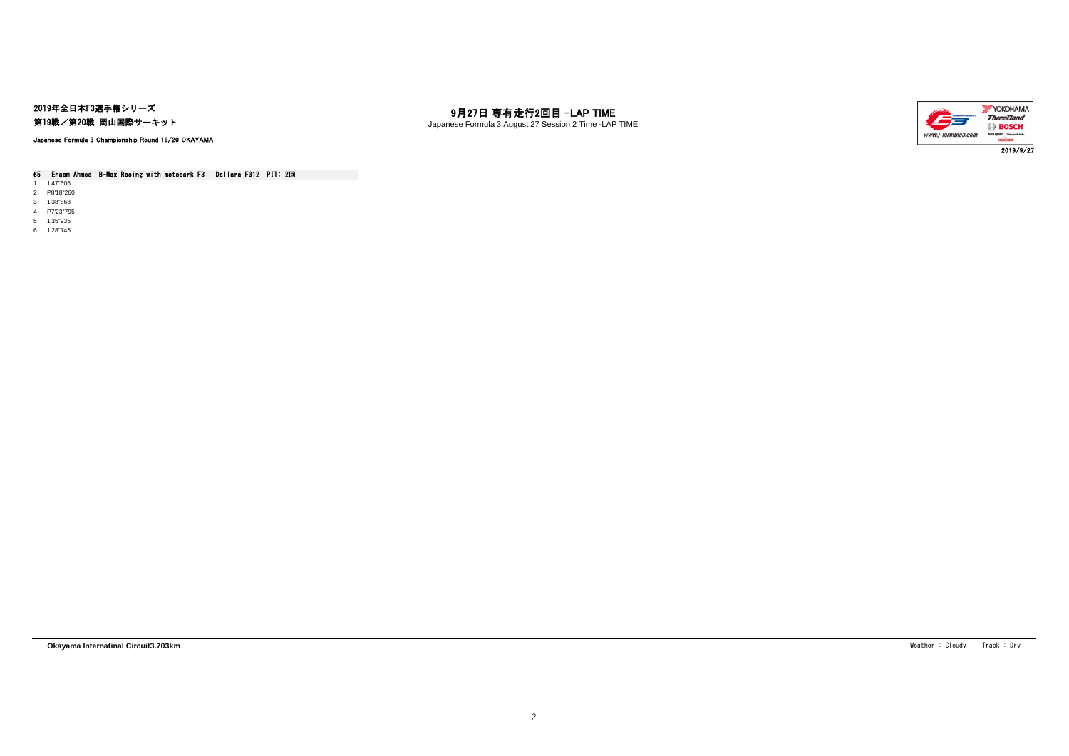2019年全日本F3選手権シリーズ
第19戦／第20戦 岡山国際サーキット

Japanese Formula 3 Championship Round 19/20 OKAYAMA

# 9月27日 専有走行2回目 -LAP TIME

Japanese Formula 3 August 27 Session 2 Time -LAP TIME

2019/9/27

**65 Enaam Ahmed B-Max Racing with motopark F3 Dallara F312 PIT: 2回**

| | |
|---|---|
| 1 | 1'47"605 |
| 2 | P8'18"260 |
| 3 | 1'38"863 |
| 4 | P7'23"795 |
| 5 | 1'35"935 |
| 6 | 1'28"145 |

**Okayama Internatinal Circuit3.703km**

Weather : Cloudy Track : Dry